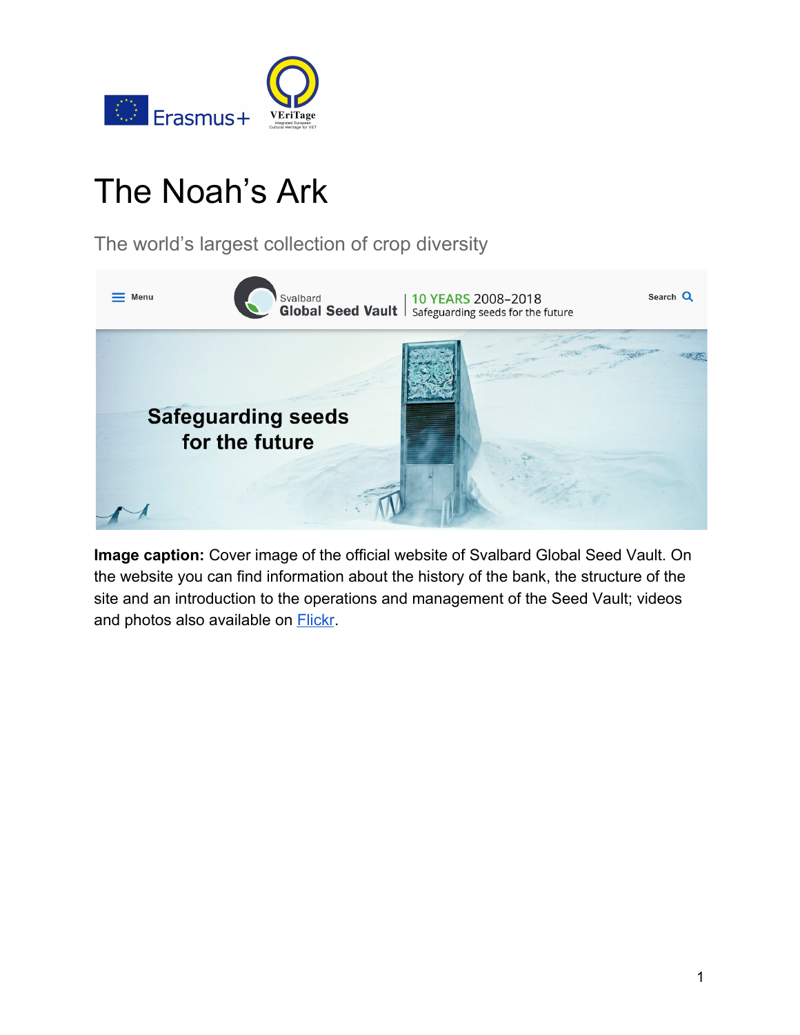# The Noah's Ark

The world's largest collection of crop diversity

**Image caption:** Cover image of the official website of Svalbard Global Seed Vault. On the website you can find information about the history of the bank, the structure of the site and an introduction to the operations and management of the Seed Vault; videos and photos also available on [Flickr](#).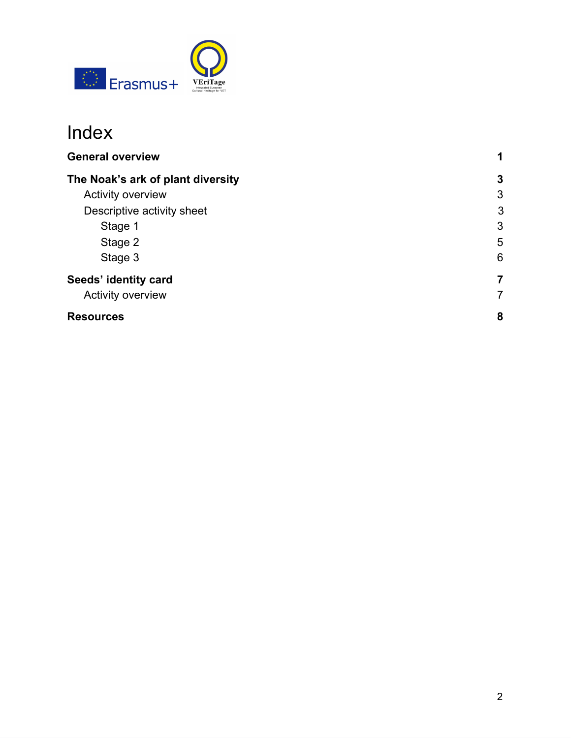# Index

| | |
|---|---|
| **General overview** | **1** |
| **The Noak's ark of plant diversity** | **3** |
| Activity overview | 3 |
| Descriptive activity sheet | 3 |
| Stage 1 | 3 |
| Stage 2 | 5 |
| Stage 3 | 6 |
| **Seeds' identity card** | **7** |
| Activity overview | 7 |
| **Resources** | **8** |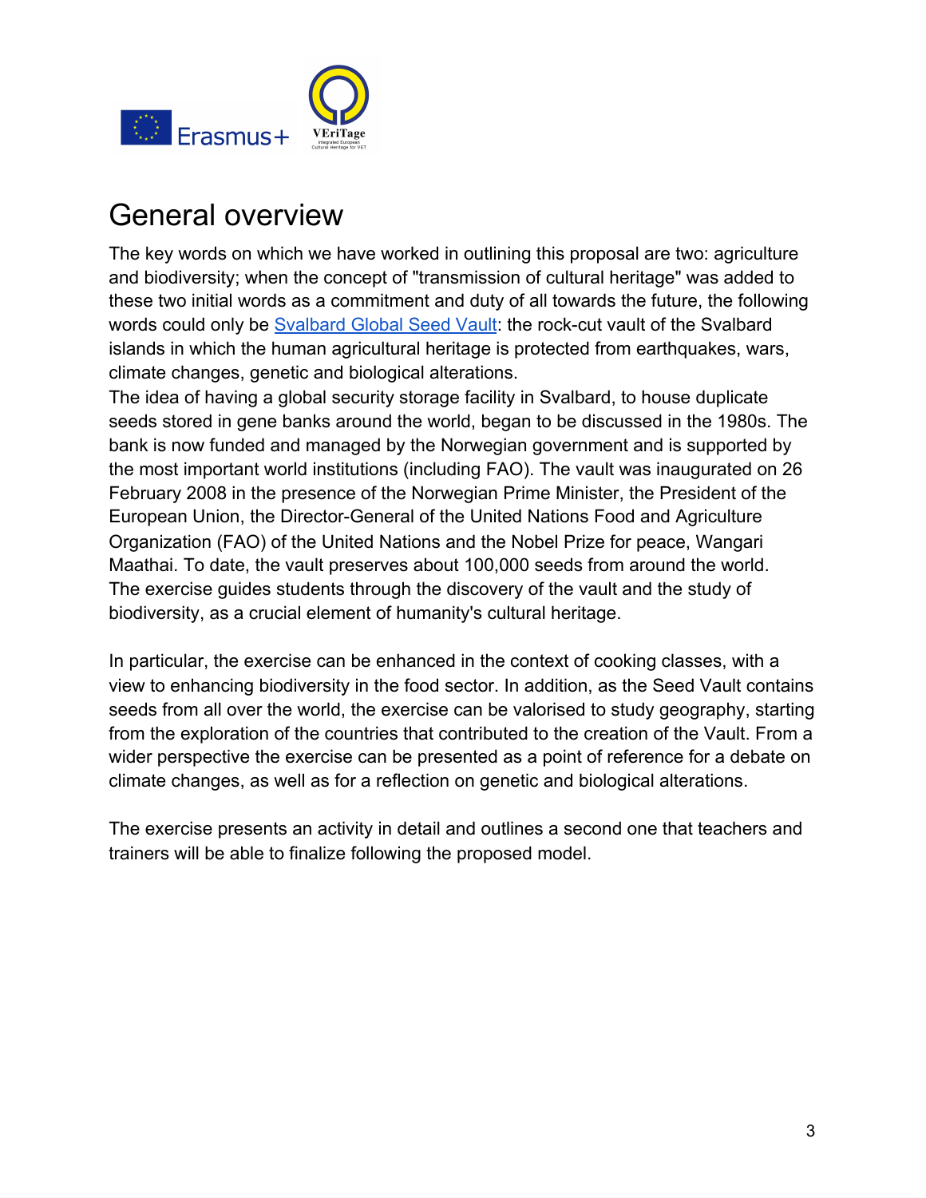# General overview

The key words on which we have worked in outlining this proposal are two: agriculture and biodiversity; when the concept of "transmission of cultural heritage" was added to these two initial words as a commitment and duty of all towards the future, the following words could only be [Svalbard Global Seed Vault]: the rock-cut vault of the Svalbard islands in which the human agricultural heritage is protected from earthquakes, wars, climate changes, genetic and biological alterations.
The idea of having a global security storage facility in Svalbard, to house duplicate seeds stored in gene banks around the world, began to be discussed in the 1980s. The bank is now funded and managed by the Norwegian government and is supported by the most important world institutions (including FAO). The vault was inaugurated on 26 February 2008 in the presence of the Norwegian Prime Minister, the President of the European Union, the Director-General of the United Nations Food and Agriculture Organization (FAO) of the United Nations and the Nobel Prize for peace, Wangari Maathai. To date, the vault preserves about 100,000 seeds from around the world.
The exercise guides students through the discovery of the vault and the study of biodiversity, as a crucial element of humanity's cultural heritage.

In particular, the exercise can be enhanced in the context of cooking classes, with a view to enhancing biodiversity in the food sector. In addition, as the Seed Vault contains seeds from all over the world, the exercise can be valorised to study geography, starting from the exploration of the countries that contributed to the creation of the Vault. From a wider perspective the exercise can be presented as a point of reference for a debate on climate changes, as well as for a reflection on genetic and biological alterations.

The exercise presents an activity in detail and outlines a second one that teachers and trainers will be able to finalize following the proposed model.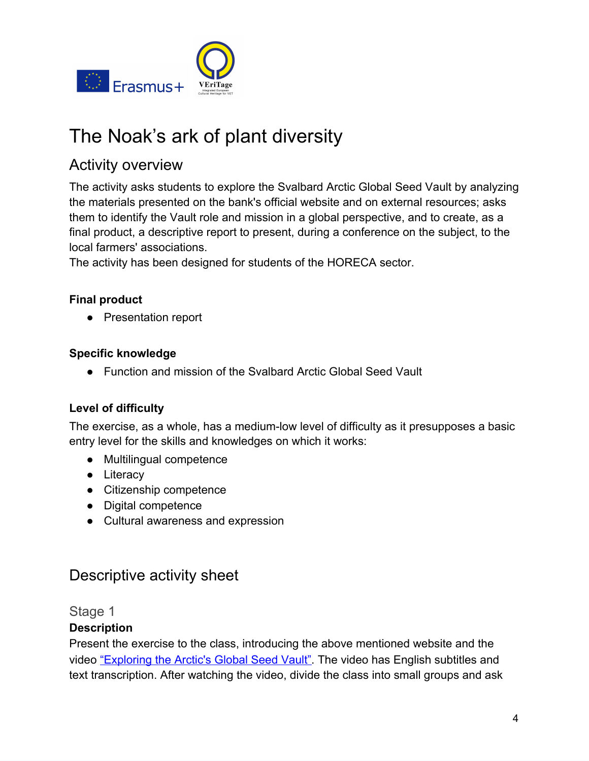# The Noak's ark of plant diversity

## Activity overview

The activity asks students to explore the Svalbard Arctic Global Seed Vault by analyzing the materials presented on the bank's official website and on external resources; asks them to identify the Vault role and mission in a global perspective, and to create, as a final product, a descriptive report to present, during a conference on the subject, to the local farmers' associations.

The activity has been designed for students of the HORECA sector.

**Final product**

- Presentation report

**Specific knowledge**

- Function and mission of the Svalbard Arctic Global Seed Vault

**Level of difficulty**

The exercise, as a whole, has a medium-low level of difficulty as it presupposes a basic entry level for the skills and knowledges on which it works:

- Multilingual competence
- Literacy
- Citizenship competence
- Digital competence
- Cultural awareness and expression

## Descriptive activity sheet

### Stage 1

**Description**

Present the exercise to the class, introducing the above mentioned website and the video "Exploring the Arctic's Global Seed Vault". The video has English subtitles and text transcription. After watching the video, divide the class into small groups and ask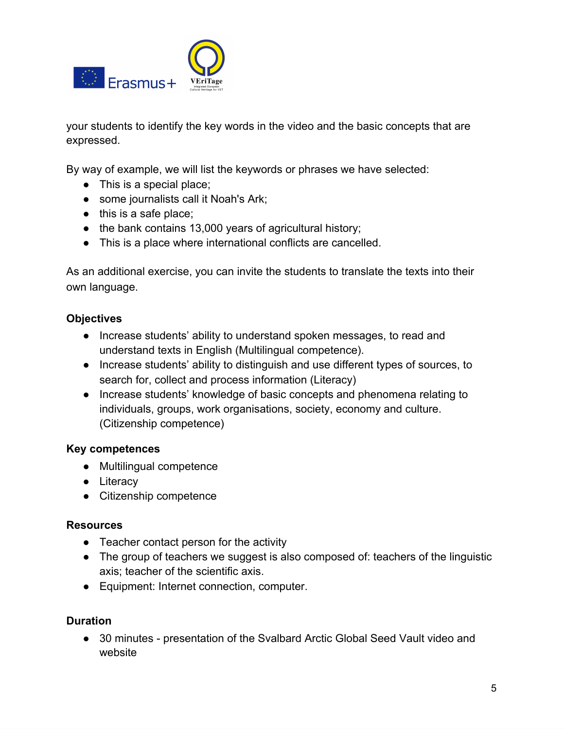your students to identify the key words in the video and the basic concepts that are expressed.

By way of example, we will list the keywords or phrases we have selected:

- This is a special place;
- some journalists call it Noah's Ark;
- this is a safe place;
- the bank contains 13,000 years of agricultural history;
- This is a place where international conflicts are cancelled.

As an additional exercise, you can invite the students to translate the texts into their own language.

**Objectives**

- Increase students' ability to understand spoken messages, to read and understand texts in English (Multilingual competence).
- Increase students' ability to distinguish and use different types of sources, to search for, collect and process information (Literacy)
- Increase students' knowledge of basic concepts and phenomena relating to individuals, groups, work organisations, society, economy and culture. (Citizenship competence)

**Key competences**

- Multilingual competence
- Literacy
- Citizenship competence

**Resources**

- Teacher contact person for the activity
- The group of teachers we suggest is also composed of: teachers of the linguistic axis; teacher of the scientific axis.
- Equipment: Internet connection, computer.

**Duration**

- 30 minutes - presentation of the Svalbard Arctic Global Seed Vault video and website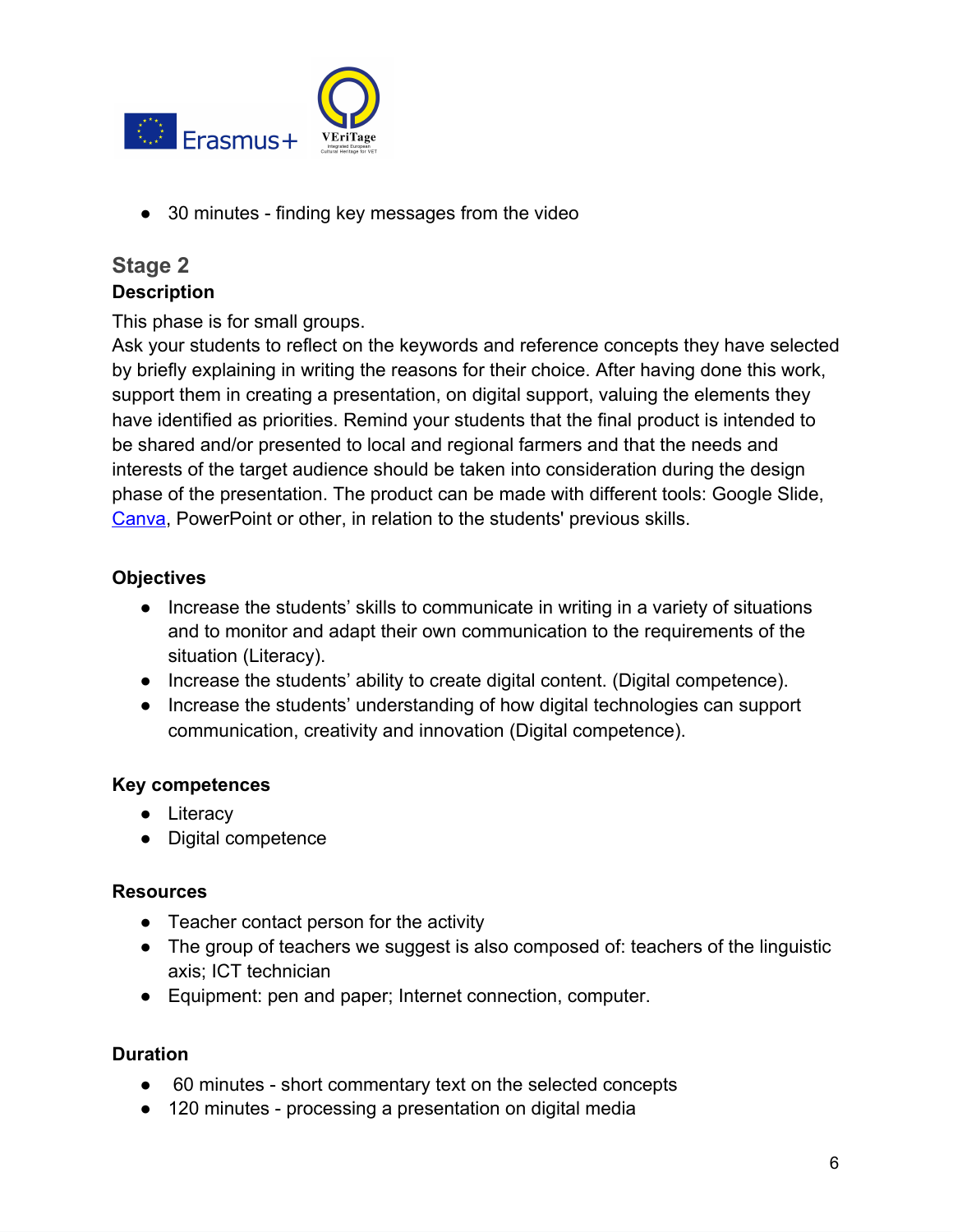- 30 minutes - finding key messages from the video

## Stage 2

**Description**

This phase is for small groups.
Ask your students to reflect on the keywords and reference concepts they have selected by briefly explaining in writing the reasons for their choice. After having done this work, support them in creating a presentation, on digital support, valuing the elements they have identified as priorities. Remind your students that the final product is intended to be shared and/or presented to local and regional farmers and that the needs and interests of the target audience should be taken into consideration during the design phase of the presentation. The product can be made with different tools: Google Slide, Canva, PowerPoint or other, in relation to the students' previous skills.

**Objectives**

- Increase the students' skills to communicate in writing in a variety of situations and to monitor and adapt their own communication to the requirements of the situation (Literacy).
- Increase the students' ability to create digital content. (Digital competence).
- Increase the students' understanding of how digital technologies can support communication, creativity and innovation (Digital competence).

**Key competences**

- Literacy
- Digital competence

**Resources**

- Teacher contact person for the activity
- The group of teachers we suggest is also composed of: teachers of the linguistic axis; ICT technician
- Equipment: pen and paper; Internet connection, computer.

**Duration**

- 60 minutes - short commentary text on the selected concepts
- 120 minutes - processing a presentation on digital media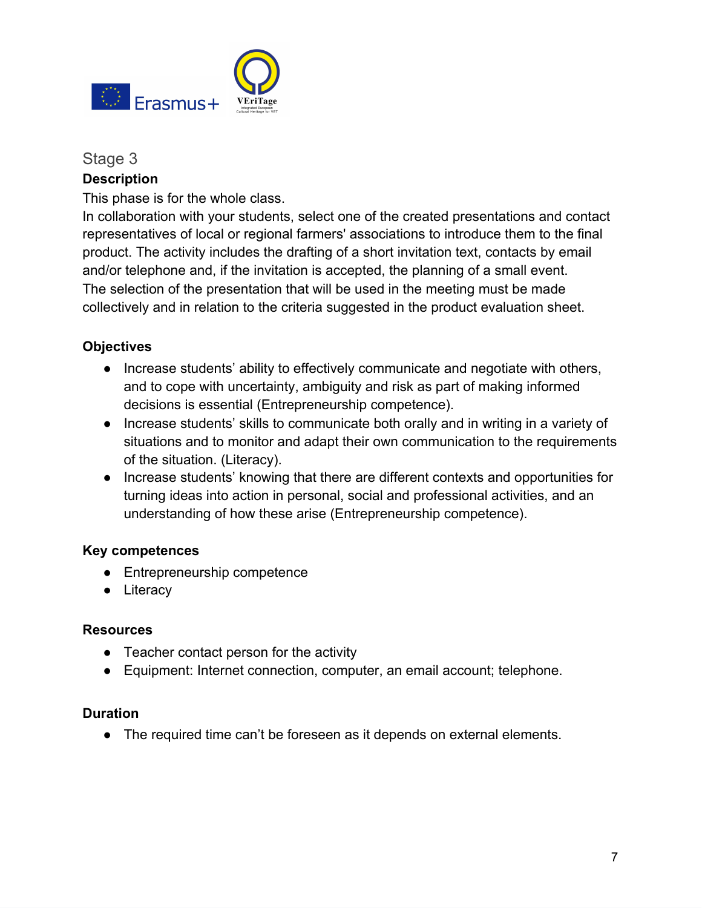## Stage 3

**Description**

This phase is for the whole class.

In collaboration with your students, select one of the created presentations and contact representatives of local or regional farmers' associations to introduce them to the final product. The activity includes the drafting of a short invitation text, contacts by email and/or telephone and, if the invitation is accepted, the planning of a small event.

The selection of the presentation that will be used in the meeting must be made collectively and in relation to the criteria suggested in the product evaluation sheet.

**Objectives**

- Increase students' ability to effectively communicate and negotiate with others, and to cope with uncertainty, ambiguity and risk as part of making informed decisions is essential (Entrepreneurship competence).
- Increase students' skills to communicate both orally and in writing in a variety of situations and to monitor and adapt their own communication to the requirements of the situation. (Literacy).
- Increase students' knowing that there are different contexts and opportunities for turning ideas into action in personal, social and professional activities, and an understanding of how these arise (Entrepreneurship competence).

**Key competences**

- Entrepreneurship competence
- Literacy

**Resources**

- Teacher contact person for the activity
- Equipment: Internet connection, computer, an email account; telephone.

**Duration**

- The required time can't be foreseen as it depends on external elements.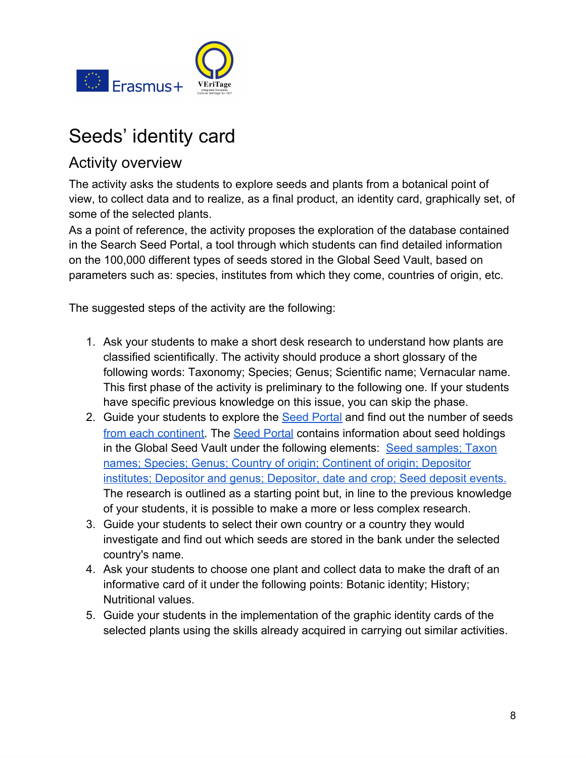# Seeds' identity card

## Activity overview

The activity asks the students to explore seeds and plants from a botanical point of view, to collect data and to realize, as a final product, an identity card, graphically set, of some of the selected plants.

As a point of reference, the activity proposes the exploration of the database contained in the Search Seed Portal, a tool through which students can find detailed information on the 100,000 different types of seeds stored in the Global Seed Vault, based on parameters such as: species, institutes from which they come, countries of origin, etc.

The suggested steps of the activity are the following:

1. Ask your students to make a short desk research to understand how plants are classified scientifically. The activity should produce a short glossary of the following words: Taxonomy; Species; Genus; Scientific name; Vernacular name. This first phase of the activity is preliminary to the following one. If your students have specific previous knowledge on this issue, you can skip the phase.
2. Guide your students to explore the Seed Portal and find out the number of seeds from each continent. The Seed Portal contains information about seed holdings in the Global Seed Vault under the following elements: Seed samples; Taxon names; Species; Genus; Country of origin; Continent of origin; Depositor institutes; Depositor and genus; Depositor, date and crop; Seed deposit events. The research is outlined as a starting point but, in line to the previous knowledge of your students, it is possible to make a more or less complex research.
3. Guide your students to select their own country or a country they would investigate and find out which seeds are stored in the bank under the selected country's name.
4. Ask your students to choose one plant and collect data to make the draft of an informative card of it under the following points: Botanic identity; History; Nutritional values.
5. Guide your students in the implementation of the graphic identity cards of the selected plants using the skills already acquired in carrying out similar activities.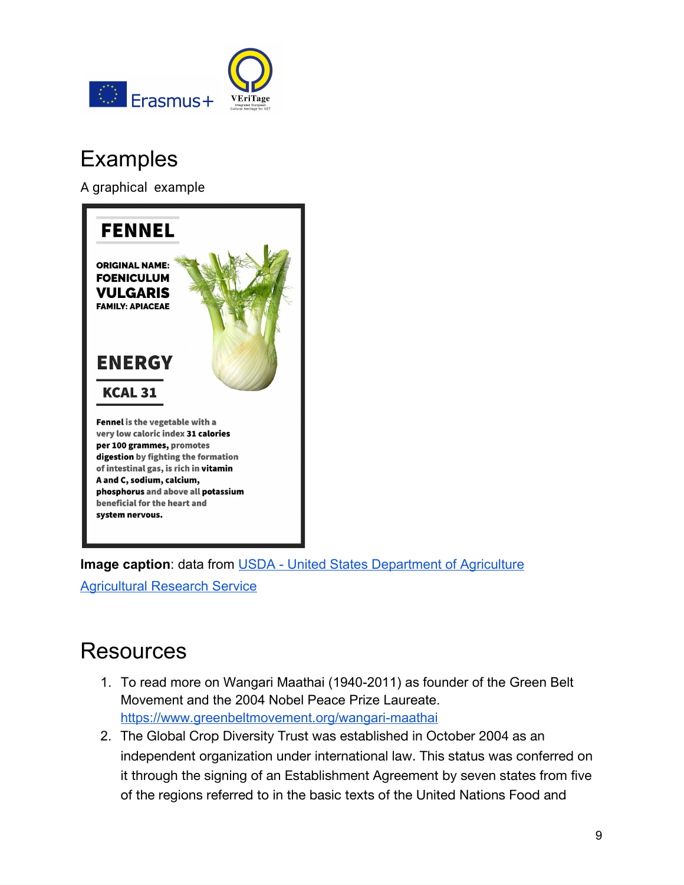# Examples

A graphical example

FENNEL

ORIGINAL NAME:
FOENICULUM
VULGARIS
FAMILY: APIACEAE

ENERGY

KCAL 31

**Fennel** is the vegetable with a very low caloric index **31 calories per 100 grammes,** promotes **digestion** by fighting the formation of intestinal gas, is rich in **vitamin A and C, sodium, calcium, phosphorus** and above all **potassium** beneficial for the heart and **system nervous.**

**Image caption**: data from [USDA - United States Department of Agriculture Agricultural Research Service]

# Resources

1. To read more on Wangari Maathai (1940-2011) as founder of the Green Belt Movement and the 2004 Nobel Peace Prize Laureate. https://www.greenbeltmovement.org/wangari-maathai
2. The Global Crop Diversity Trust was established in October 2004 as an independent organization under international law. This status was conferred on it through the signing of an Establishment Agreement by seven states from five of the regions referred to in the basic texts of the United Nations Food and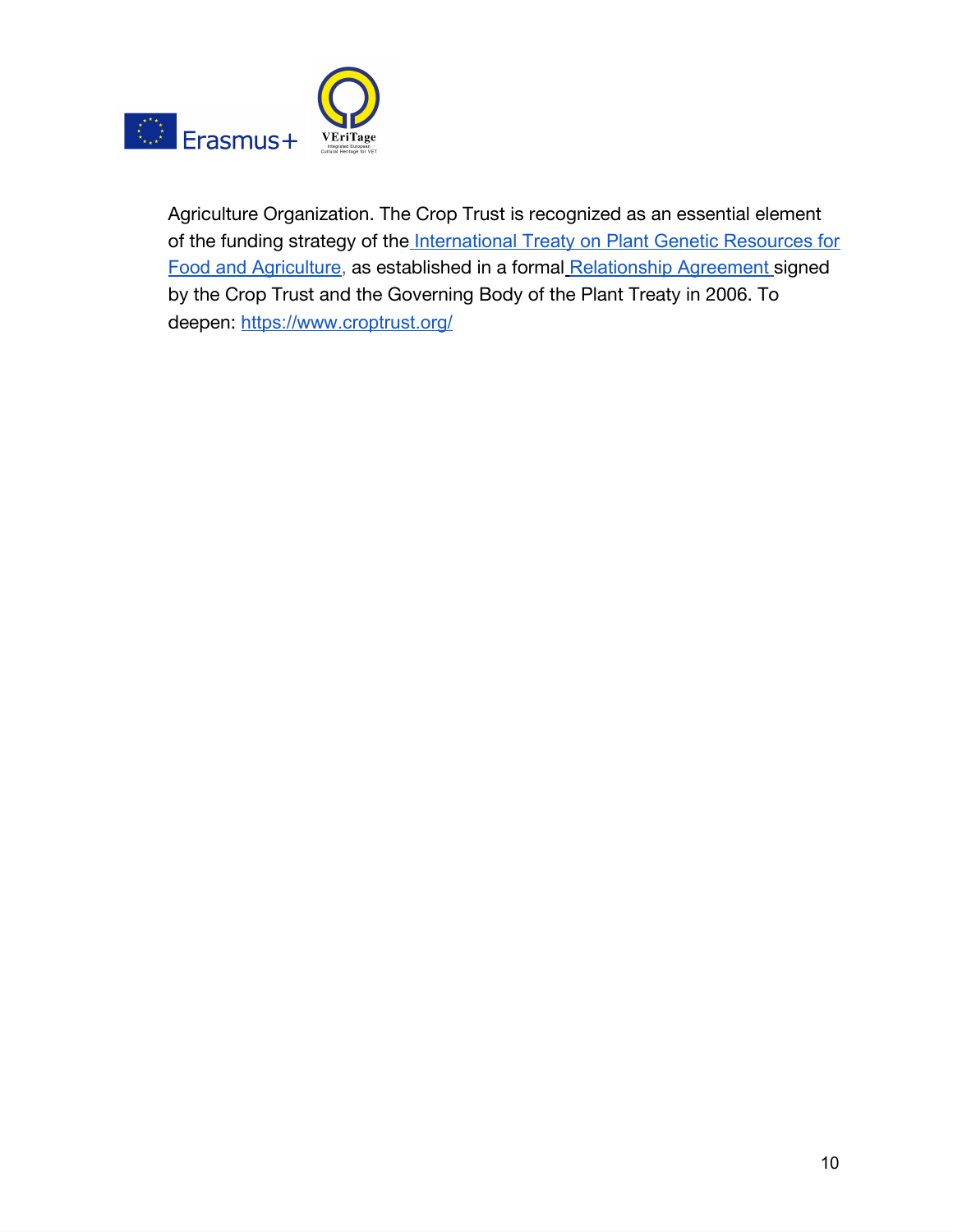Agriculture Organization. The Crop Trust is recognized as an essential element of the funding strategy of the International Treaty on Plant Genetic Resources for Food and Agriculture, as established in a formal Relationship Agreement signed by the Crop Trust and the Governing Body of the Plant Treaty in 2006. To deepen: https://www.croptrust.org/